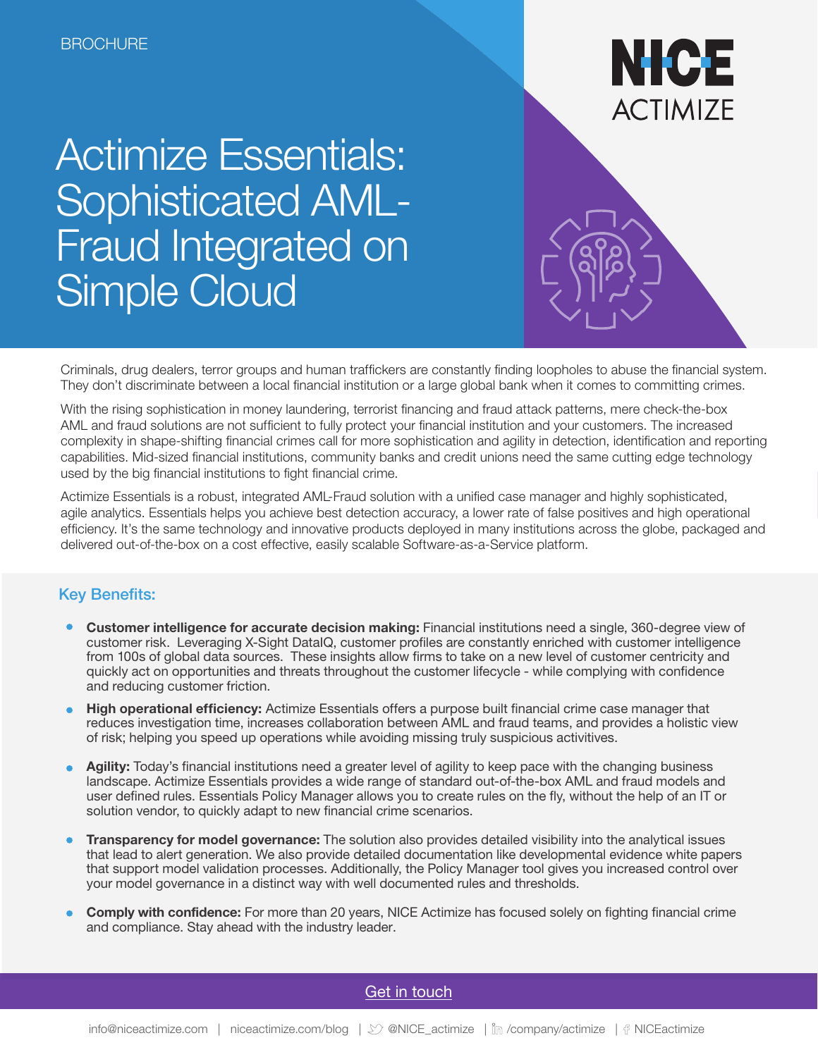BROCHURE

# Actimize Essentials: Sophisticated AML-Fraud Integrated on Simple Cloud

Criminals, drug dealers, terror groups and human traffickers are constantly finding loopholes to abuse the financial system. They don't discriminate between a local financial institution or a large global bank when it comes to committing crimes.

With the rising sophistication in money laundering, terrorist financing and fraud attack patterns, mere check-the-box AML and fraud solutions are not sufficient to fully protect your financial institution and your customers. The increased complexity in shape-shifting financial crimes call for more sophistication and agility in detection, identification and reporting capabilities. Mid-sized financial institutions, community banks and credit unions need the same cutting edge technology used by the big financial institutions to fight financial crime.

Actimize Essentials is a robust, integrated AML-Fraud solution with a unified case manager and highly sophisticated, agile analytics. Essentials helps you achieve best detection accuracy, a lower rate of false positives and high operational efficiency. It's the same technology and innovative products deployed in many institutions across the globe, packaged and delivered out-of-the-box on a cost effective, easily scalable Software-as-a-Service platform.

## Key Benefits:

- **Customer intelligence for accurate decision making:** Financial institutions need a single, 360-degree view of customer risk. Leveraging X-Sight DataIQ, customer profiles are constantly enriched with customer intelligence from 100s of global data sources. These insights allow firms to take on a new level of customer centricity and quickly act on opportunities and threats throughout the customer lifecycle - while complying with confidence and reducing customer friction.
- **High operational efficiency:** Actimize Essentials offers a purpose built financial crime case manager that reduces investigation time, increases collaboration between AML and fraud teams, and provides a holistic view of risk; helping you speed up operations while avoiding missing truly suspicious activitives.
- **Agility:** Today's financial institutions need a greater level of agility to keep pace with the changing business landscape. Actimize Essentials provides a wide range of standard out-of-the-box AML and fraud models and user defined rules. Essentials Policy Manager allows you to create rules on the fly, without the help of an IT or solution vendor, to quickly adapt to new financial crime scenarios.
- **Transparency for model governance:** The solution also provides detailed visibility into the analytical issues that lead to alert generation. We also provide detailed documentation like developmental evidence white papers that support model validation processes. Additionally, the Policy Manager tool gives you increased control over your model governance in a distinct way with well documented rules and thresholds.
- **Comply with confidence:** For more than 20 years, NICE Actimize has focused solely on fighting financial crime and compliance. Stay ahead with the industry leader.

Get in touch

info@niceactimize.com | niceactimize.com/blog | @NICE_actimize | /company/actimize | NICEactimize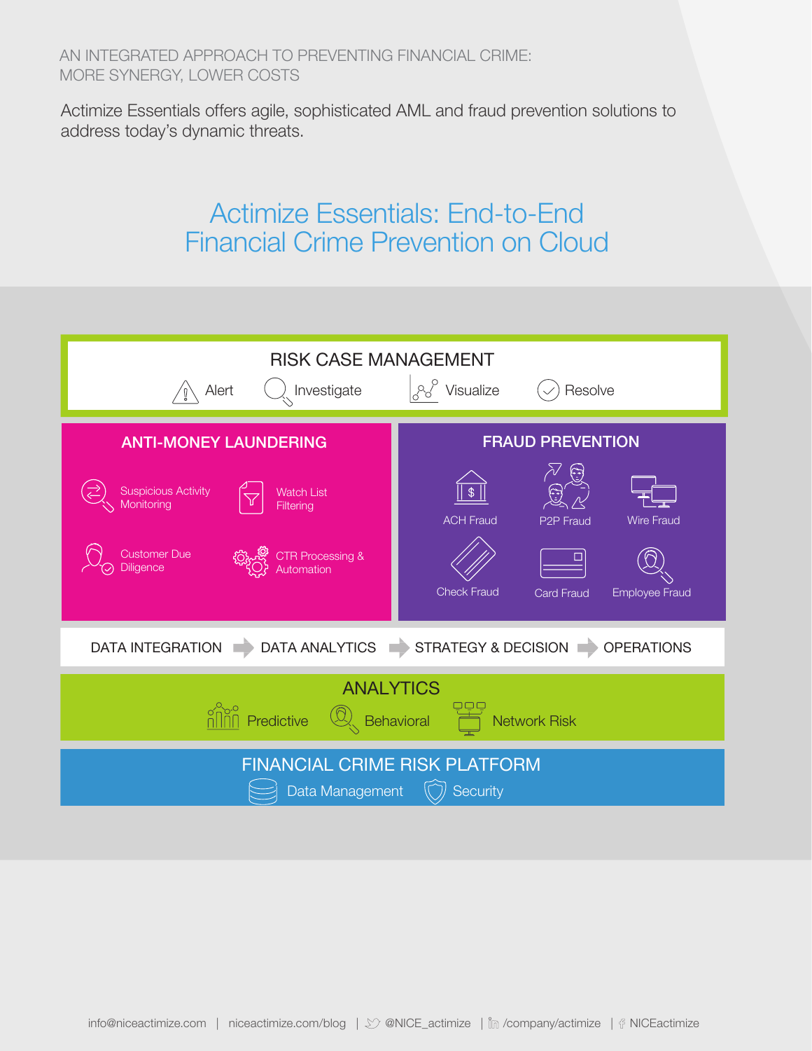AN INTEGRATED APPROACH TO PREVENTING FINANCIAL CRIME: MORE SYNERGY, LOWER COSTS

Actimize Essentials offers agile, sophisticated AML and fraud prevention solutions to address today's dynamic threats.

## Actimize Essentials: End-to-End Financial Crime Prevention on Cloud

### RISK CASE MANAGEMENT

Alert | Investigate | Visualize | Resolve

### ANTI-MONEY LAUNDERING

- Suspicious Activity Monitoring
- Watch List Filtering
- Customer Due Diligence
- CTR Processing & Automation

### FRAUD PREVENTION

- ACH Fraud
- P2P Fraud
- Wire Fraud
- Check Fraud
- Card Fraud
- Employee Fraud

DATA INTEGRATION → DATA ANALYTICS → STRATEGY & DECISION → OPERATIONS

### ANALYTICS

Predictive | Behavioral | Network Risk

### FINANCIAL CRIME RISK PLATFORM

Data Management | Security

info@niceactimize.com | niceactimize.com/blog | @NICE_actimize | /company/actimize | NICEactimize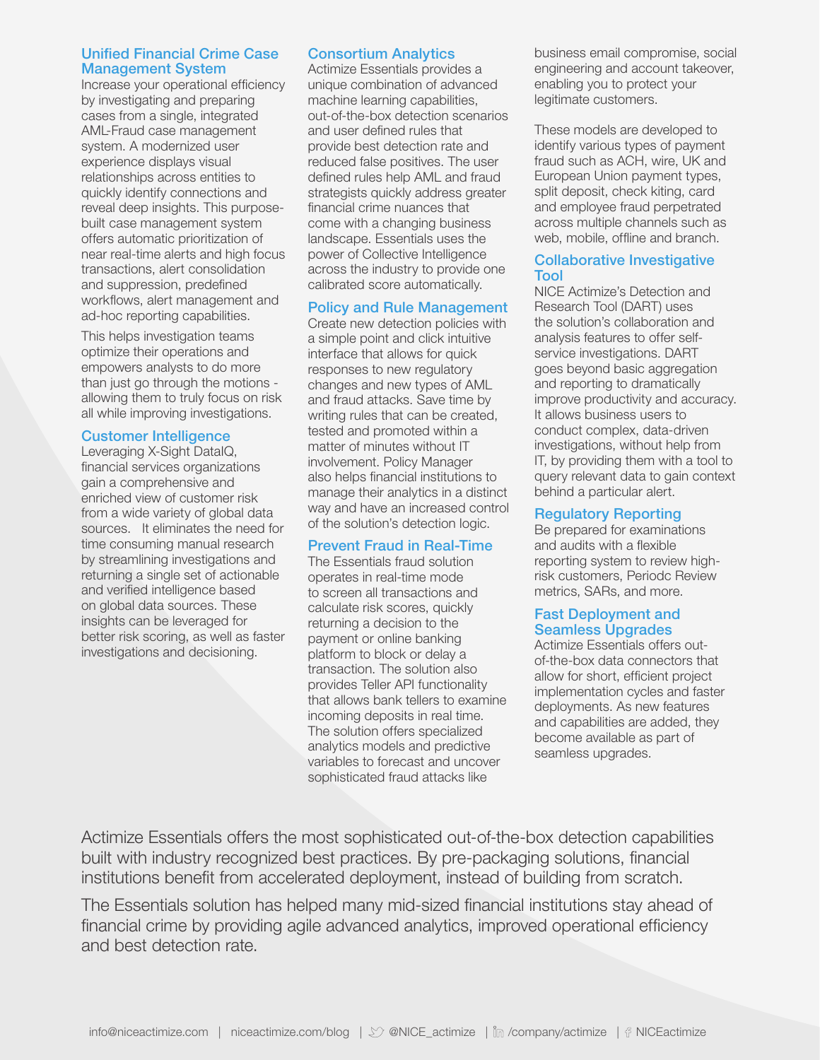## Unified Financial Crime Case Management System

Increase your operational efficiency by investigating and preparing cases from a single, integrated AML-Fraud case management system. A modernized user experience displays visual relationships across entities to quickly identify connections and reveal deep insights. This purpose-built case management system offers automatic prioritization of near real-time alerts and high focus transactions, alert consolidation and suppression, predefined workflows, alert management and ad-hoc reporting capabilities.

This helps investigation teams optimize their operations and empowers analysts to do more than just go through the motions - allowing them to truly focus on risk all while improving investigations.

## Customer Intelligence

Leveraging X-Sight DataIQ, financial services organizations gain a comprehensive and enriched view of customer risk from a wide variety of global data sources. It eliminates the need for time consuming manual research by streamlining investigations and returning a single set of actionable and verified intelligence based on global data sources. These insights can be leveraged for better risk scoring, as well as faster investigations and decisioning.

## Consortium Analytics

Actimize Essentials provides a unique combination of advanced machine learning capabilities, out-of-the-box detection scenarios and user defined rules that provide best detection rate and reduced false positives. The user defined rules help AML and fraud strategists quickly address greater financial crime nuances that come with a changing business landscape. Essentials uses the power of Collective Intelligence across the industry to provide one calibrated score automatically.

## Policy and Rule Management

Create new detection policies with a simple point and click intuitive interface that allows for quick responses to new regulatory changes and new types of AML and fraud attacks. Save time by writing rules that can be created, tested and promoted within a matter of minutes without IT involvement. Policy Manager also helps financial institutions to manage their analytics in a distinct way and have an increased control of the solution's detection logic.

## Prevent Fraud in Real-Time

The Essentials fraud solution operates in real-time mode to screen all transactions and calculate risk scores, quickly returning a decision to the payment or online banking platform to block or delay a transaction. The solution also provides Teller API functionality that allows bank tellers to examine incoming deposits in real time. The solution offers specialized analytics models and predictive variables to forecast and uncover sophisticated fraud attacks like business email compromise, social engineering and account takeover, enabling you to protect your legitimate customers.

These models are developed to identify various types of payment fraud such as ACH, wire, UK and European Union payment types, split deposit, check kiting, card and employee fraud perpetrated across multiple channels such as web, mobile, offline and branch.

## Collaborative Investigative Tool

NICE Actimize's Detection and Research Tool (DART) uses the solution's collaboration and analysis features to offer self-service investigations. DART goes beyond basic aggregation and reporting to dramatically improve productivity and accuracy. It allows business users to conduct complex, data-driven investigations, without help from IT, by providing them with a tool to query relevant data to gain context behind a particular alert.

## Regulatory Reporting

Be prepared for examinations and audits with a flexible reporting system to review high-risk customers, Periodc Review metrics, SARs, and more.

## Fast Deployment and Seamless Upgrades

Actimize Essentials offers out-of-the-box data connectors that allow for short, efficient project implementation cycles and faster deployments. As new features and capabilities are added, they become available as part of seamless upgrades.

Actimize Essentials offers the most sophisticated out-of-the-box detection capabilities built with industry recognized best practices. By pre-packaging solutions, financial institutions benefit from accelerated deployment, instead of building from scratch.

The Essentials solution has helped many mid-sized financial institutions stay ahead of financial crime by providing agile advanced analytics, improved operational efficiency and best detection rate.

info@niceactimize.com | niceactimize.com/blog | @NICE_actimize | /company/actimize | NICEactimize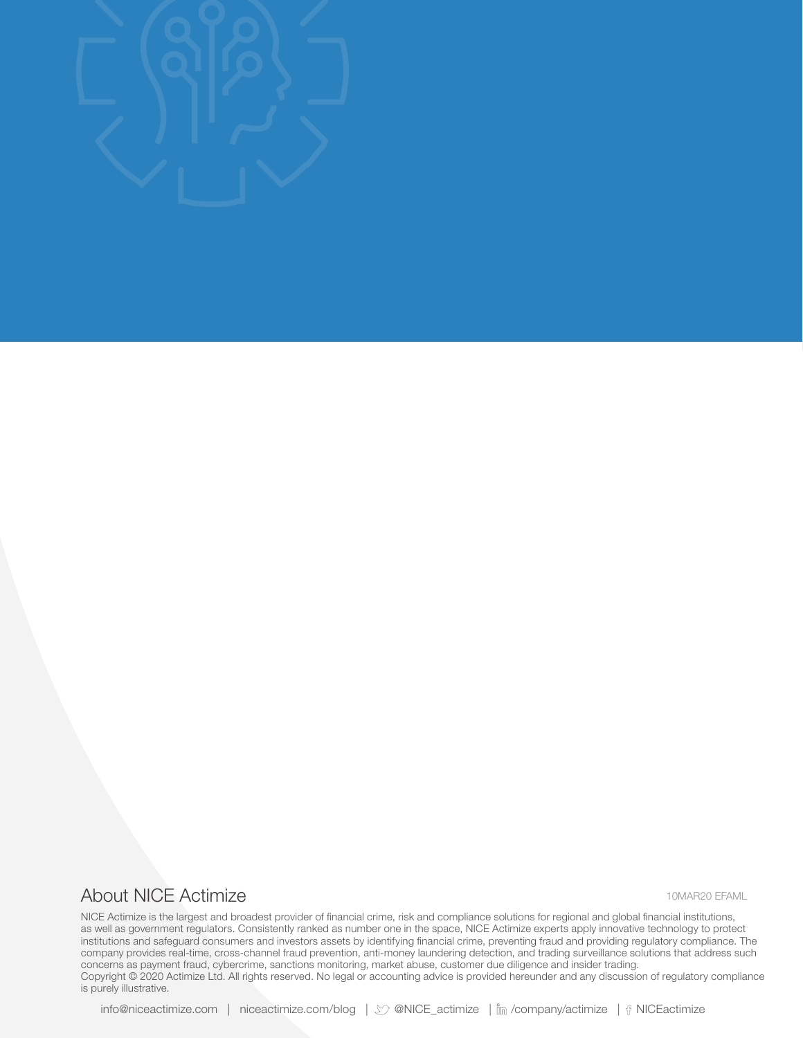## About NICE Actimize

10MAR20 EFAML

NICE Actimize is the largest and broadest provider of financial crime, risk and compliance solutions for regional and global financial institutions, as well as government regulators. Consistently ranked as number one in the space, NICE Actimize experts apply innovative technology to protect institutions and safeguard consumers and investors assets by identifying financial crime, preventing fraud and providing regulatory compliance. The company provides real-time, cross-channel fraud prevention, anti-money laundering detection, and trading surveillance solutions that address such concerns as payment fraud, cybercrime, sanctions monitoring, market abuse, customer due diligence and insider trading.
Copyright © 2020 Actimize Ltd. All rights reserved. No legal or accounting advice is provided hereunder and any discussion of regulatory compliance is purely illustrative.

info@niceactimize.com | niceactimize.com/blog | @NICE_actimize | /company/actimize | NICEactimize